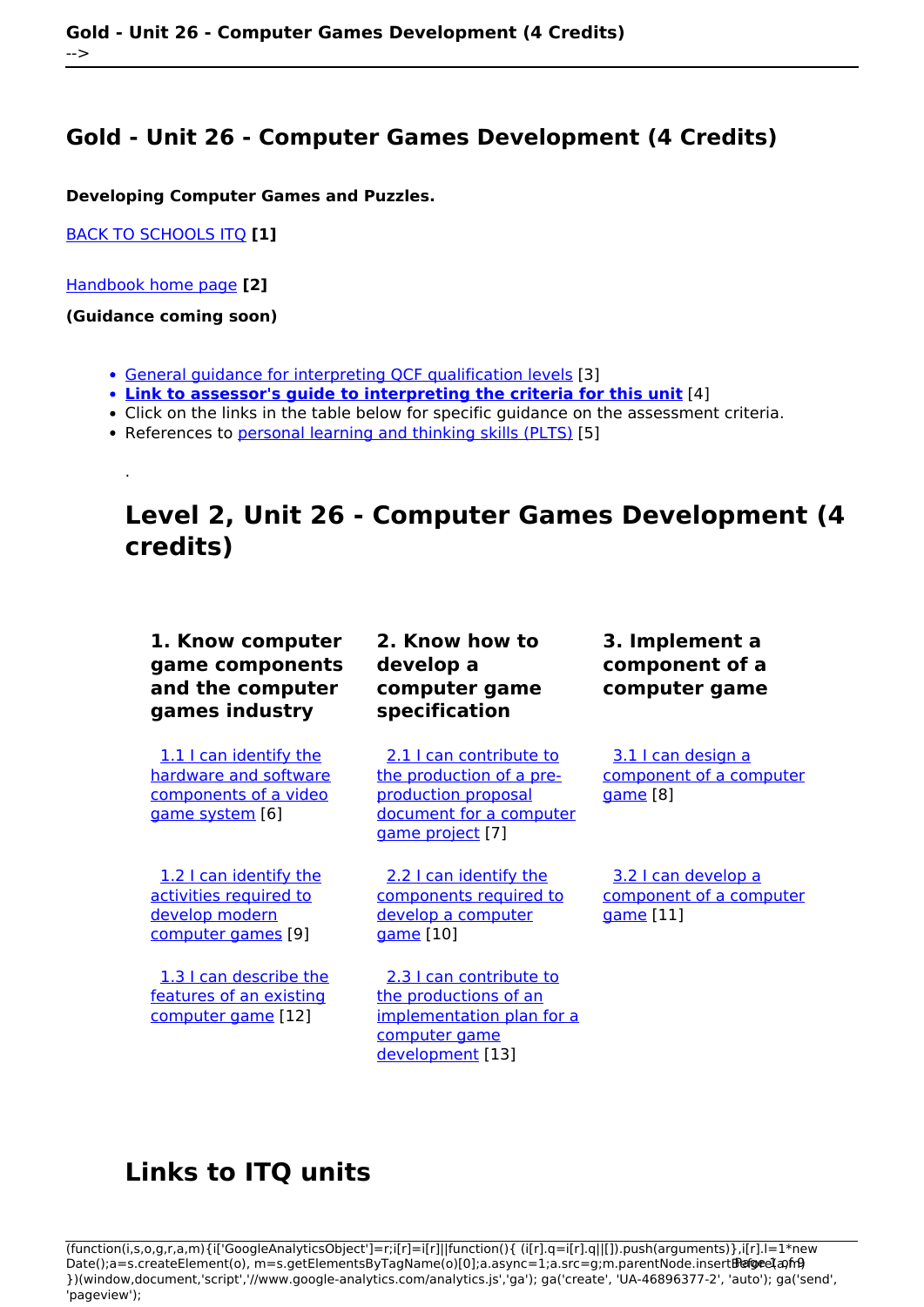# Gold - Unit 26 - Computer Games Development (4 Credits)

**Developing Computer Games and Puzzles.**

BACK TO SCHOOLS ITQ **[1]**

Handbook home page **[2]**

**(Guidance coming soon)**

- General guidance for interpreting QCF qualification levels [3]
- **Link to assessor's guide to interpreting the criteria for this unit** [4]
- Click on the links in the table below for specific guidance on the assessment criteria.
- References to personal learning and thinking skills (PLTS) [5]

.

## Level 2, Unit 26 - Computer Games Development (4 credits)

| 1. Know computer game components and the computer games industry | 2. Know how to develop a computer game specification | 3. Implement a component of a computer game |
|---|---|---|
| 1.1 I can identify the hardware and software components of a video game system [6] | 2.1 I can contribute to the production of a pre-production proposal document for a computer game project [7] | 3.1 I can design a component of a computer game [8] |
| 1.2 I can identify the activities required to develop modern computer games [9] | 2.2 I can identify the components required to develop a computer game [10] | 3.2 I can develop a component of a computer game [11] |
| 1.3 I can describe the features of an existing computer game [12] | 2.3 I can contribute to the productions of an implementation plan for a computer game development [13] | |

## Links to ITQ units

```
(function(i,s,o,g,r,a,m){i['GoogleAnalyticsObject']=r;i[r]=i[r]||function(){ (i[r].q=i[r].q||[]).push(arguments)},i[r].l=1*new Date();a=s.createElement(o), m=s.getElementsByTagName(o)[0];a.async=1;a.src=g;m.parentNode.insertBefore(a,m) })(window,document,'script','//www.google-analytics.com/analytics.js','ga'); ga('create', 'UA-46896377-2', 'auto'); ga('send', 'pageview');
```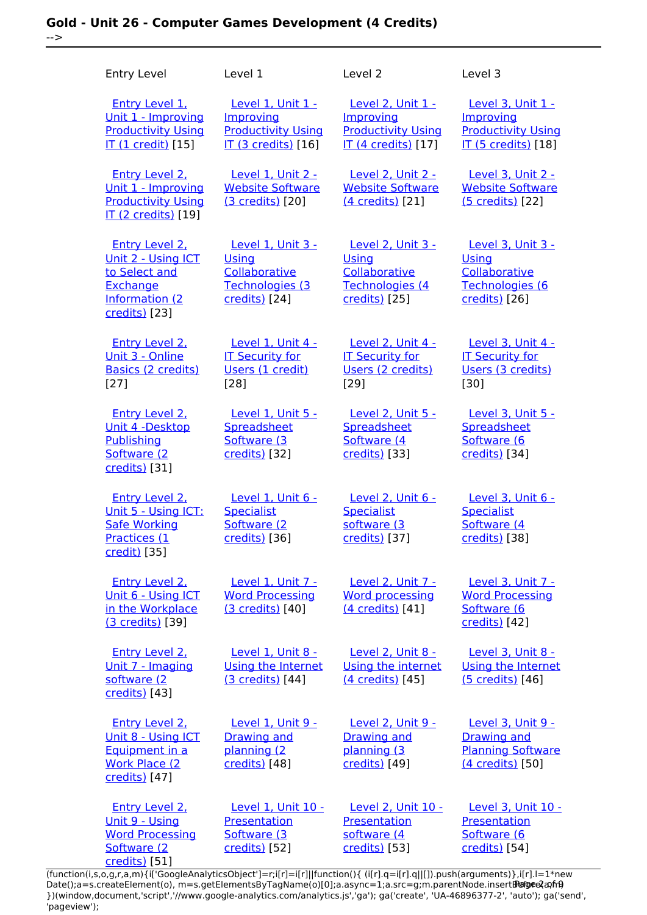**Gold - Unit 26 - Computer Games Development (4 Credits)**
-->

| Entry Level | Level 1 | Level 2 | Level 3 |
|---|---|---|---|
| Entry Level 1, Unit 1 - Improving Productivity Using IT (1 credit) [15] | Level 1, Unit 1 - Improving Productivity Using IT (3 credits) [16] | Level 2, Unit 1 - Improving Productivity Using IT (4 credits) [17] | Level 3, Unit 1 - Improving Productivity Using IT (5 credits) [18] |
| Entry Level 2, Unit 1 - Improving Productivity Using IT (2 credits) [19] | Level 1, Unit 2 - Website Software (3 credits) [20] | Level 2, Unit 2 - Website Software (4 credits) [21] | Level 3, Unit 2 - Website Software (5 credits) [22] |
| Entry Level 2, Unit 2 - Using ICT to Select and Exchange Information (2 credits) [23] | Level 1, Unit 3 - Using Collaborative Technologies (3 credits) [24] | Level 2, Unit 3 - Using Collaborative Technologies (4 credits) [25] | Level 3, Unit 3 - Using Collaborative Technologies (6 credits) [26] |
| Entry Level 2, Unit 3 - Online Basics (2 credits) [27] | Level 1, Unit 4 - IT Security for Users (1 credit) [28] | Level 2, Unit 4 - IT Security for Users (2 credits) [29] | Level 3, Unit 4 - IT Security for Users (3 credits) [30] |
| Entry Level 2, Unit 4 -Desktop Publishing Software (2 credits) [31] | Level 1, Unit 5 - Spreadsheet Software (3 credits) [32] | Level 2, Unit 5 - Spreadsheet Software (4 credits) [33] | Level 3, Unit 5 - Spreadsheet Software (6 credits) [34] |
| Entry Level 2, Unit 5 - Using ICT: Safe Working Practices (1 credit) [35] | Level 1, Unit 6 - Specialist Software (2 credits) [36] | Level 2, Unit 6 - Specialist software (3 credits) [37] | Level 3, Unit 6 - Specialist Software (4 credits) [38] |
| Entry Level 2, Unit 6 - Using ICT in the Workplace (3 credits) [39] | Level 1, Unit 7 - Word Processing (3 credits) [40] | Level 2, Unit 7 - Word processing (4 credits) [41] | Level 3, Unit 7 - Word Processing Software (6 credits) [42] |
| Entry Level 2, Unit 7 - Imaging software (2 credits) [43] | Level 1, Unit 8 - Using the Internet (3 credits) [44] | Level 2, Unit 8 - Using the internet (4 credits) [45] | Level 3, Unit 8 - Using the Internet (5 credits) [46] |
| Entry Level 2, Unit 8 - Using ICT Equipment in a Work Place (2 credits) [47] | Level 1, Unit 9 - Drawing and planning (2 credits) [48] | Level 2, Unit 9 - Drawing and planning (3 credits) [49] | Level 3, Unit 9 - Drawing and Planning Software (4 credits) [50] |
| Entry Level 2, Unit 9 - Using Word Processing Software (2 credits) [51] | Level 1, Unit 10 - Presentation Software (3 credits) [52] | Level 2, Unit 10 - Presentation software (4 credits) [53] | Level 3, Unit 10 - Presentation Software (6 credits) [54] |

```
(function(i,s,o,g,r,a,m){i['GoogleAnalyticsObject']=r;i[r]=i[r]||function(){ (i[r].q=i[r].q||[]).push(arguments)},i[r].l=1*new Date();a=s.createElement(o), m=s.getElementsByTagName(o)[0];a.async=1;a.src=g;m.parentNode.insertBefore(a,m) })(window,document,'script','//www.google-analytics.com/analytics.js','ga'); ga('create', 'UA-46896377-2', 'auto'); ga('send', 'pageview');
```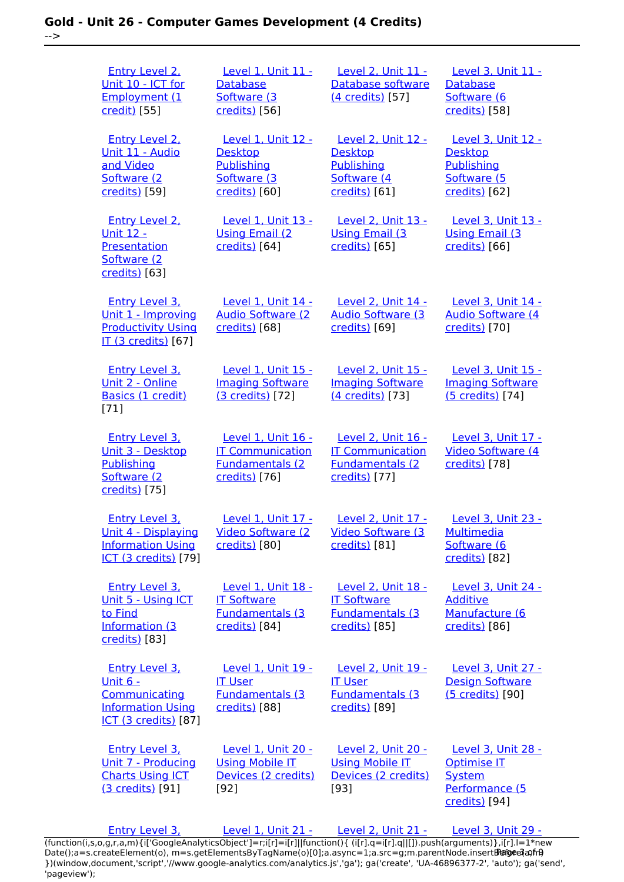| | | | |
|---|---|---|---|
| Entry Level 2, Unit 10 - ICT for Employment (1 credit) [55] | Level 1, Unit 11 - Database Software (3 credits) [56] | Level 2, Unit 11 - Database software (4 credits) [57] | Level 3, Unit 11 - Database Software (6 credits) [58] |
| Entry Level 2, Unit 11 - Audio and Video Software (2 credits) [59] | Level 1, Unit 12 - Desktop Publishing Software (3 credits) [60] | Level 2, Unit 12 - Desktop Publishing Software (4 credits) [61] | Level 3, Unit 12 - Desktop Publishing Software (5 credits) [62] |
| Entry Level 2, Unit 12 - Presentation Software (2 credits) [63] | Level 1, Unit 13 - Using Email (2 credits) [64] | Level 2, Unit 13 - Using Email (3 credits) [65] | Level 3, Unit 13 - Using Email (3 credits) [66] |
| Entry Level 3, Unit 1 - Improving Productivity Using IT (3 credits) [67] | Level 1, Unit 14 - Audio Software (2 credits) [68] | Level 2, Unit 14 - Audio Software (3 credits) [69] | Level 3, Unit 14 - Audio Software (4 credits) [70] |
| Entry Level 3, Unit 2 - Online Basics (1 credit) [71] | Level 1, Unit 15 - Imaging Software (3 credits) [72] | Level 2, Unit 15 - Imaging Software (4 credits) [73] | Level 3, Unit 15 - Imaging Software (5 credits) [74] |
| Entry Level 3, Unit 3 - Desktop Publishing Software (2 credits) [75] | Level 1, Unit 16 - IT Communication Fundamentals (2 credits) [76] | Level 2, Unit 16 - IT Communication Fundamentals (2 credits) [77] | Level 3, Unit 17 - Video Software (4 credits) [78] |
| Entry Level 3, Unit 4 - Displaying Information Using ICT (3 credits) [79] | Level 1, Unit 17 - Video Software (2 credits) [80] | Level 2, Unit 17 - Video Software (3 credits) [81] | Level 3, Unit 23 - Multimedia Software (6 credits) [82] |
| Entry Level 3, Unit 5 - Using ICT to Find Information (3 credits) [83] | Level 1, Unit 18 - IT Software Fundamentals (3 credits) [84] | Level 2, Unit 18 - IT Software Fundamentals (3 credits) [85] | Level 3, Unit 24 - Additive Manufacture (6 credits) [86] |
| Entry Level 3, Unit 6 - Communicating Information Using ICT (3 credits) [87] | Level 1, Unit 19 - IT User Fundamentals (3 credits) [88] | Level 2, Unit 19 - IT User Fundamentals (3 credits) [89] | Level 3, Unit 27 - Design Software (5 credits) [90] |
| Entry Level 3, Unit 7 - Producing Charts Using ICT (3 credits) [91] | Level 1, Unit 20 - Using Mobile IT Devices (2 credits) [92] | Level 2, Unit 20 - Using Mobile IT Devices (2 credits) [93] | Level 3, Unit 28 - Optimise IT System Performance (5 credits) [94] |
| Entry Level 3, | Level 1, Unit 21 - | Level 2, Unit 21 - | Level 3, Unit 29 - |

(function(i,s,o,g,r,a,m){i['GoogleAnalyticsObject']=r;i[r]=i[r]||function(){ (i[r].q=i[r].q||[]).push(arguments)},i[r].l=1*new Date();a=s.createElement(o), m=s.getElementsByTagName(o)[0];a.async=1;a.src=g;m.parentNode.insertBefore(a,m) })(window,document,'script','//www.google-analytics.com/analytics.js','ga'); ga('create', 'UA-46896377-2', 'auto'); ga('send', 'pageview');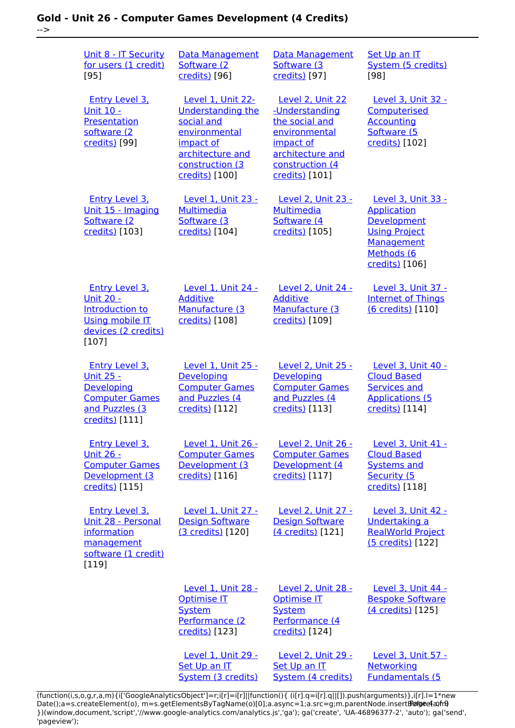| | | | |
|---|---|---|---|
| Unit 8 - IT Security for users (1 credit) [95] | Data Management Software (2 credits) [96] | Data Management Software (3 credits) [97] | Set Up an IT System (5 credits) [98] |
| Entry Level 3, Unit 10 - Presentation software (2 credits) [99] | Level 1, Unit 22- Understanding the social and environmental impact of architecture and construction (3 credits) [100] | Level 2, Unit 22 -Understanding the social and environmental impact of architecture and construction (4 credits) [101] | Level 3, Unit 32 - Computerised Accounting Software (5 credits) [102] |
| Entry Level 3, Unit 15 - Imaging Software (2 credits) [103] | Level 1, Unit 23 - Multimedia Software (3 credits) [104] | Level 2, Unit 23 - Multimedia Software (4 credits) [105] | Level 3, Unit 33 - Application Development Using Project Management Methods (6 credits) [106] |
| Entry Level 3, Unit 20 - Introduction to Using mobile IT devices (2 credits) [107] | Level 1, Unit 24 - Additive Manufacture (3 credits) [108] | Level 2, Unit 24 - Additive Manufacture (3 credits) [109] | Level 3, Unit 37 - Internet of Things (6 credits) [110] |
| Entry Level 3, Unit 25 - Developing Computer Games and Puzzles (3 credits) [111] | Level 1, Unit 25 - Developing Computer Games and Puzzles (4 credits) [112] | Level 2, Unit 25 - Developing Computer Games and Puzzles (4 credits) [113] | Level 3, Unit 40 - Cloud Based Services and Applications (5 credits) [114] |
| Entry Level 3, Unit 26 - Computer Games Development (3 credits) [115] | Level 1, Unit 26 - Computer Games Development (3 credits) [116] | Level 2, Unit 26 - Computer Games Development (4 credits) [117] | Level 3, Unit 41 - Cloud Based Systems and Security (5 credits) [118] |
| Entry Level 3, Unit 28 - Personal information management software (1 credit) [119] | Level 1, Unit 27 - Design Software (3 credits) [120] | Level 2, Unit 27 - Design Software (4 credits) [121] | Level 3, Unit 42 - Undertaking a RealWorld Project (5 credits) [122] |
| | Level 1, Unit 28 - Optimise IT System Performance (2 credits) [123] | Level 2, Unit 28 - Optimise IT System Performance (4 credits) [124] | Level 3, Unit 44 - Bespoke Software (4 credits) [125] |
| | Level 1, Unit 29 - Set Up an IT System (3 credits) | Level 2, Unit 29 - Set Up an IT System (4 credits) | Level 3, Unit 57 - Networking Fundamentals (5 |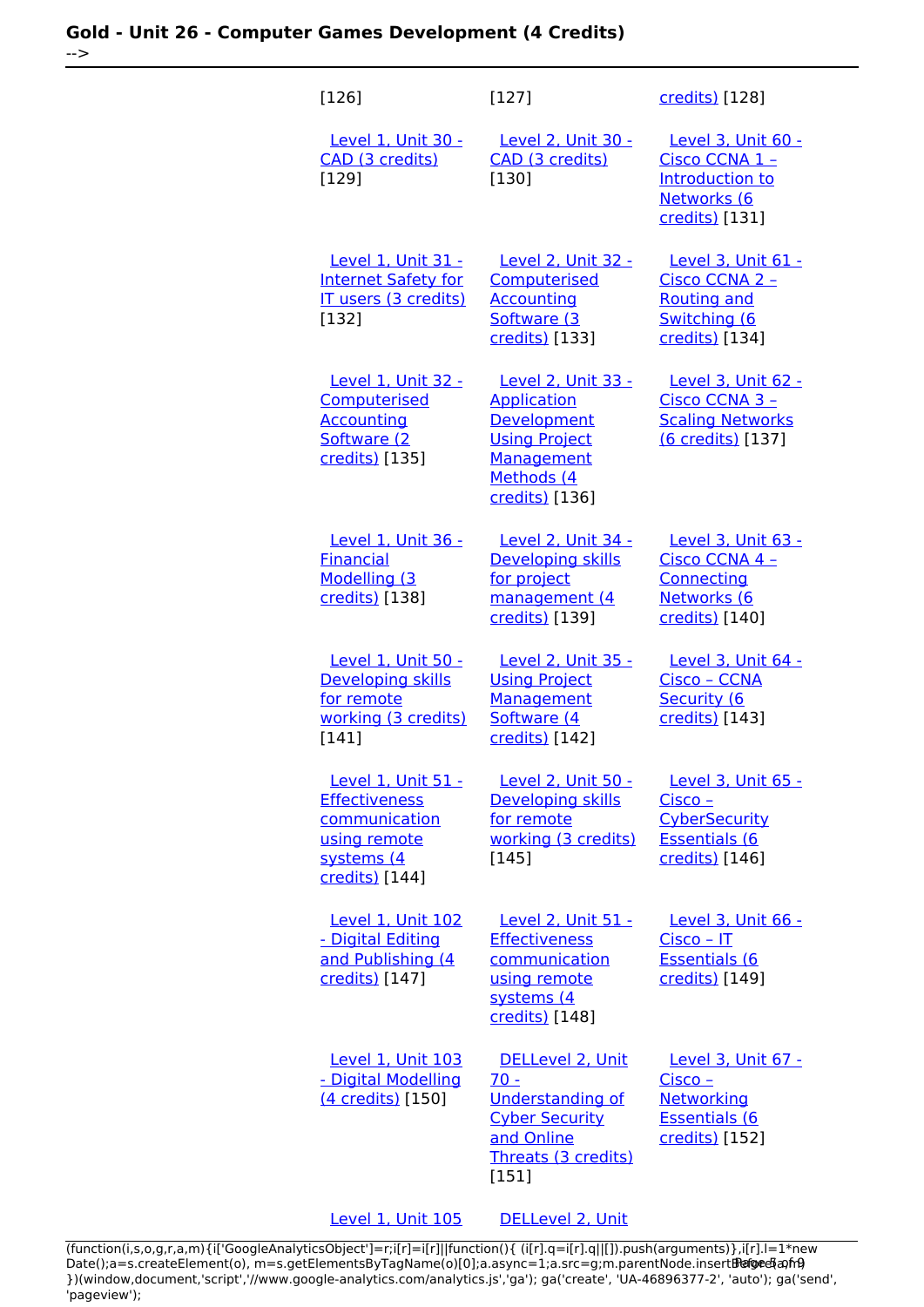| | | |
|---|---|---|
| [126] | [127] | credits) [128] |
| Level 1, Unit 30 - CAD (3 credits) [129] | Level 2, Unit 30 - CAD (3 credits) [130] | Level 3, Unit 60 - Cisco CCNA 1 – Introduction to Networks (6 credits) [131] |
| Level 1, Unit 31 - Internet Safety for IT users (3 credits) [132] | Level 2, Unit 32 - Computerised Accounting Software (3 credits) [133] | Level 3, Unit 61 - Cisco CCNA 2 – Routing and Switching (6 credits) [134] |
| Level 1, Unit 32 - Computerised Accounting Software (2 credits) [135] | Level 2, Unit 33 - Application Development Using Project Management Methods (4 credits) [136] | Level 3, Unit 62 - Cisco CCNA 3 – Scaling Networks (6 credits) [137] |
| Level 1, Unit 36 - Financial Modelling (3 credits) [138] | Level 2, Unit 34 - Developing skills for project management (4 credits) [139] | Level 3, Unit 63 - Cisco CCNA 4 – Connecting Networks (6 credits) [140] |
| Level 1, Unit 50 - Developing skills for remote working (3 credits) [141] | Level 2, Unit 35 - Using Project Management Software (4 credits) [142] | Level 3, Unit 64 - Cisco – CCNA Security (6 credits) [143] |
| Level 1, Unit 51 - Effectiveness communication using remote systems (4 credits) [144] | Level 2, Unit 50 - Developing skills for remote working (3 credits) [145] | Level 3, Unit 65 - Cisco – CyberSecurity Essentials (6 credits) [146] |
| Level 1, Unit 102 - Digital Editing and Publishing (4 credits) [147] | Level 2, Unit 51 - Effectiveness communication using remote systems (4 credits) [148] | Level 3, Unit 66 - Cisco – IT Essentials (6 credits) [149] |
| Level 1, Unit 103 - Digital Modelling (4 credits) [150] | DELLevel 2, Unit 70 - Understanding of Cyber Security and Online Threats (3 credits) [151] | Level 3, Unit 67 - Cisco – Networking Essentials (6 credits) [152] |
| Level 1, Unit 105 | DELLevel 2, Unit | |

```
(function(i,s,o,g,r,a,m){i['GoogleAnalyticsObject']=r;i[r]=i[r]||function(){ (i[r].q=i[r].q||[]).push(arguments)},i[r].l=1*new Date();a=s.createElement(o), m=s.getElementsByTagName(o)[0];a.async=1;a.src=g;m.parentNode.insertBefore(a,m) })(window,document,'script','//www.google-analytics.com/analytics.js','ga'); ga('create', 'UA-46896377-2', 'auto'); ga('send', 'pageview');
```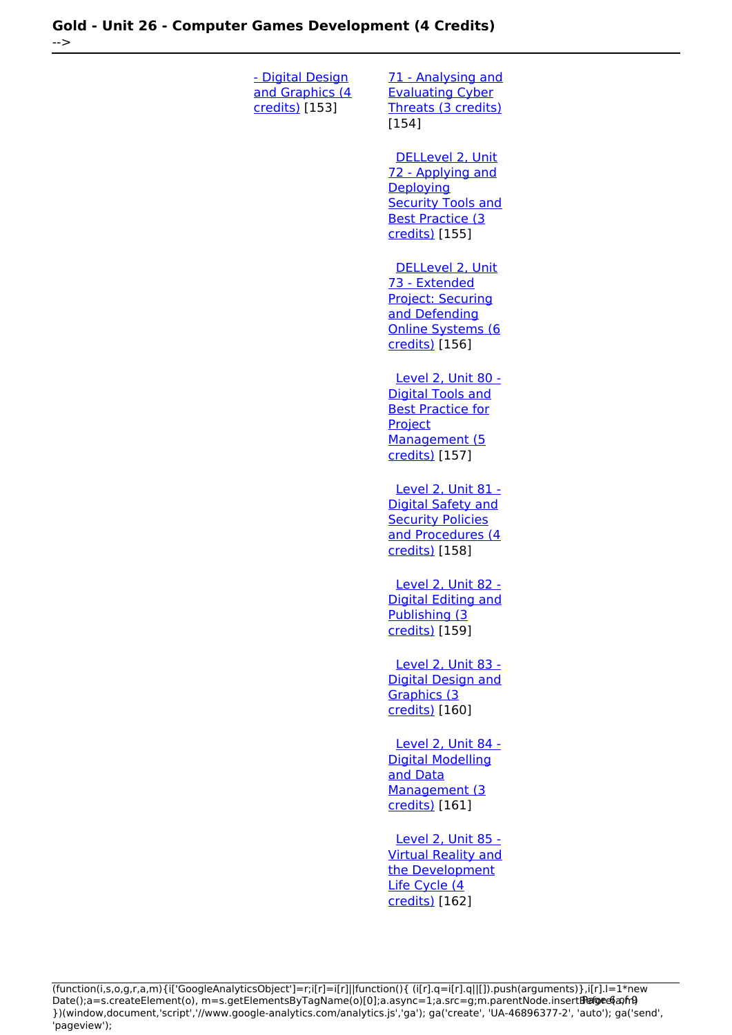[- Digital Design and Graphics (4 credits)] [153]

[71 - Analysing and Evaluating Cyber Threats (3 credits)] [154]

[DELLevel 2, Unit 72 - Applying and Deploying Security Tools and Best Practice (3 credits)] [155]

[DELLevel 2, Unit 73 - Extended Project: Securing and Defending Online Systems (6 credits)] [156]

[Level 2, Unit 80 - Digital Tools and Best Practice for Project Management (5 credits)] [157]

[Level 2, Unit 81 - Digital Safety and Security Policies and Procedures (4 credits)] [158]

[Level 2, Unit 82 - Digital Editing and Publishing (3 credits)] [159]

[Level 2, Unit 83 - Digital Design and Graphics (3 credits)] [160]

[Level 2, Unit 84 - Digital Modelling and Data Management (3 credits)] [161]

[Level 2, Unit 85 - Virtual Reality and the Development Life Cycle (4 credits)] [162]

```
(function(i,s,o,g,r,a,m){i['GoogleAnalyticsObject']=r;i[r]=i[r]||function(){ (i[r].q=i[r].q||[]).push(arguments)},i[r].l=1*new Date();a=s.createElement(o), m=s.getElementsByTagName(o)[0];a.async=1;a.src=g;m.parentNode.insertBefore(a,m) })(window,document,'script','//www.google-analytics.com/analytics.js','ga'); ga('create', 'UA-46896377-2', 'auto'); ga('send', 'pageview');
```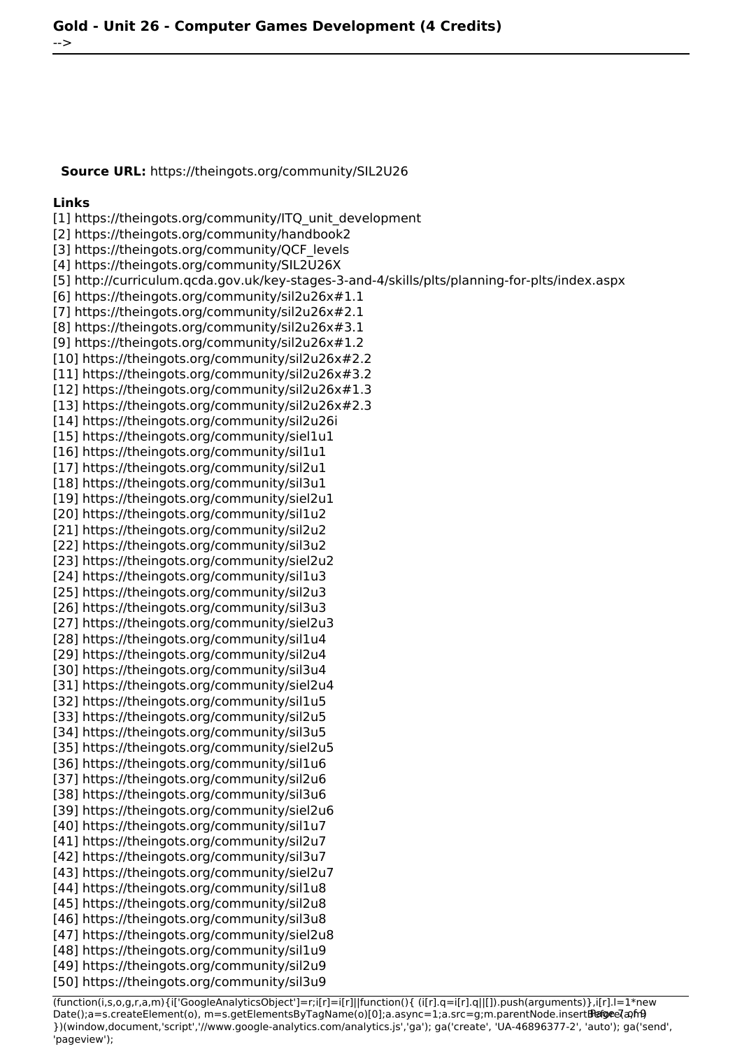**Source URL:** https://theingots.org/community/SIL2U26

**Links**
[1] https://theingots.org/community/ITQ_unit_development
[2] https://theingots.org/community/handbook2
[3] https://theingots.org/community/QCF_levels
[4] https://theingots.org/community/SIL2U26X
[5] http://curriculum.qcda.gov.uk/key-stages-3-and-4/skills/plts/planning-for-plts/index.aspx
[6] https://theingots.org/community/sil2u26x#1.1
[7] https://theingots.org/community/sil2u26x#2.1
[8] https://theingots.org/community/sil2u26x#3.1
[9] https://theingots.org/community/sil2u26x#1.2
[10] https://theingots.org/community/sil2u26x#2.2
[11] https://theingots.org/community/sil2u26x#3.2
[12] https://theingots.org/community/sil2u26x#1.3
[13] https://theingots.org/community/sil2u26x#2.3
[14] https://theingots.org/community/sil2u26i
[15] https://theingots.org/community/siel1u1
[16] https://theingots.org/community/sil1u1
[17] https://theingots.org/community/sil2u1
[18] https://theingots.org/community/sil3u1
[19] https://theingots.org/community/siel2u1
[20] https://theingots.org/community/sil1u2
[21] https://theingots.org/community/sil2u2
[22] https://theingots.org/community/sil3u2
[23] https://theingots.org/community/siel2u2
[24] https://theingots.org/community/sil1u3
[25] https://theingots.org/community/sil2u3
[26] https://theingots.org/community/sil3u3
[27] https://theingots.org/community/siel2u3
[28] https://theingots.org/community/sil1u4
[29] https://theingots.org/community/sil2u4
[30] https://theingots.org/community/sil3u4
[31] https://theingots.org/community/siel2u4
[32] https://theingots.org/community/sil1u5
[33] https://theingots.org/community/sil2u5
[34] https://theingots.org/community/sil3u5
[35] https://theingots.org/community/siel2u5
[36] https://theingots.org/community/sil1u6
[37] https://theingots.org/community/sil2u6
[38] https://theingots.org/community/sil3u6
[39] https://theingots.org/community/siel2u6
[40] https://theingots.org/community/sil1u7
[41] https://theingots.org/community/sil2u7
[42] https://theingots.org/community/sil3u7
[43] https://theingots.org/community/siel2u7
[44] https://theingots.org/community/sil1u8
[45] https://theingots.org/community/sil2u8
[46] https://theingots.org/community/sil3u8
[47] https://theingots.org/community/siel2u8
[48] https://theingots.org/community/sil1u9
[49] https://theingots.org/community/sil2u9
[50] https://theingots.org/community/sil3u9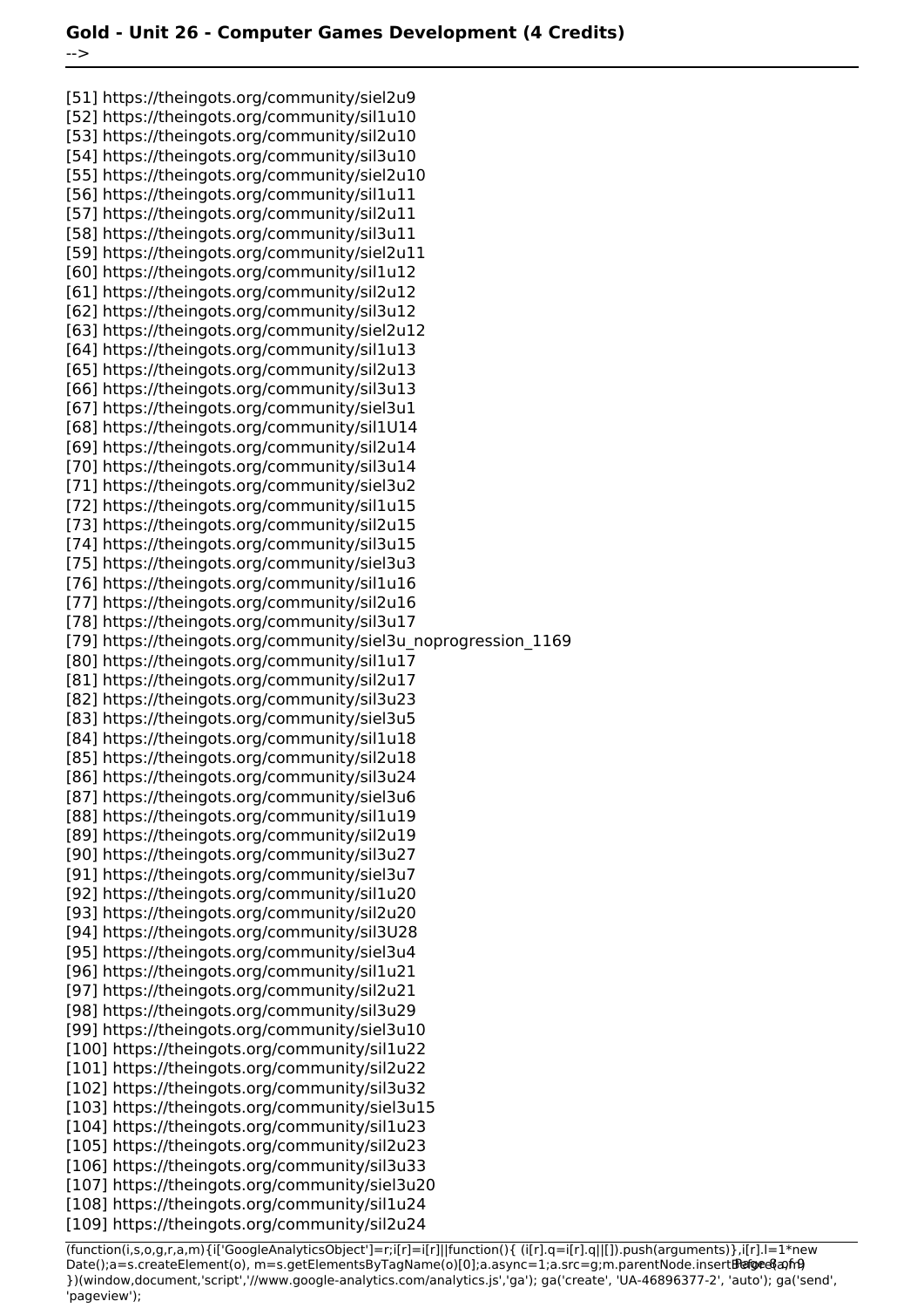[51] https://theingots.org/community/siel2u9
[52] https://theingots.org/community/sil1u10
[53] https://theingots.org/community/sil2u10
[54] https://theingots.org/community/sil3u10
[55] https://theingots.org/community/siel2u10
[56] https://theingots.org/community/sil1u11
[57] https://theingots.org/community/sil2u11
[58] https://theingots.org/community/sil3u11
[59] https://theingots.org/community/siel2u11
[60] https://theingots.org/community/sil1u12
[61] https://theingots.org/community/sil2u12
[62] https://theingots.org/community/sil3u12
[63] https://theingots.org/community/siel2u12
[64] https://theingots.org/community/sil1u13
[65] https://theingots.org/community/sil2u13
[66] https://theingots.org/community/sil3u13
[67] https://theingots.org/community/siel3u1
[68] https://theingots.org/community/sil1U14
[69] https://theingots.org/community/sil2u14
[70] https://theingots.org/community/sil3u14
[71] https://theingots.org/community/siel3u2
[72] https://theingots.org/community/sil1u15
[73] https://theingots.org/community/sil2u15
[74] https://theingots.org/community/sil3u15
[75] https://theingots.org/community/siel3u3
[76] https://theingots.org/community/sil1u16
[77] https://theingots.org/community/sil2u16
[78] https://theingots.org/community/sil3u17
[79] https://theingots.org/community/siel3u_noprogression_1169
[80] https://theingots.org/community/sil1u17
[81] https://theingots.org/community/sil2u17
[82] https://theingots.org/community/sil3u23
[83] https://theingots.org/community/siel3u5
[84] https://theingots.org/community/sil1u18
[85] https://theingots.org/community/sil2u18
[86] https://theingots.org/community/sil3u24
[87] https://theingots.org/community/siel3u6
[88] https://theingots.org/community/sil1u19
[89] https://theingots.org/community/sil2u19
[90] https://theingots.org/community/sil3u27
[91] https://theingots.org/community/siel3u7
[92] https://theingots.org/community/sil1u20
[93] https://theingots.org/community/sil2u20
[94] https://theingots.org/community/sil3U28
[95] https://theingots.org/community/siel3u4
[96] https://theingots.org/community/sil1u21
[97] https://theingots.org/community/sil2u21
[98] https://theingots.org/community/sil3u29
[99] https://theingots.org/community/siel3u10
[100] https://theingots.org/community/sil1u22
[101] https://theingots.org/community/sil2u22
[102] https://theingots.org/community/sil3u32
[103] https://theingots.org/community/siel3u15
[104] https://theingots.org/community/sil1u23
[105] https://theingots.org/community/sil2u23
[106] https://theingots.org/community/sil3u33
[107] https://theingots.org/community/siel3u20
[108] https://theingots.org/community/sil1u24
[109] https://theingots.org/community/sil2u24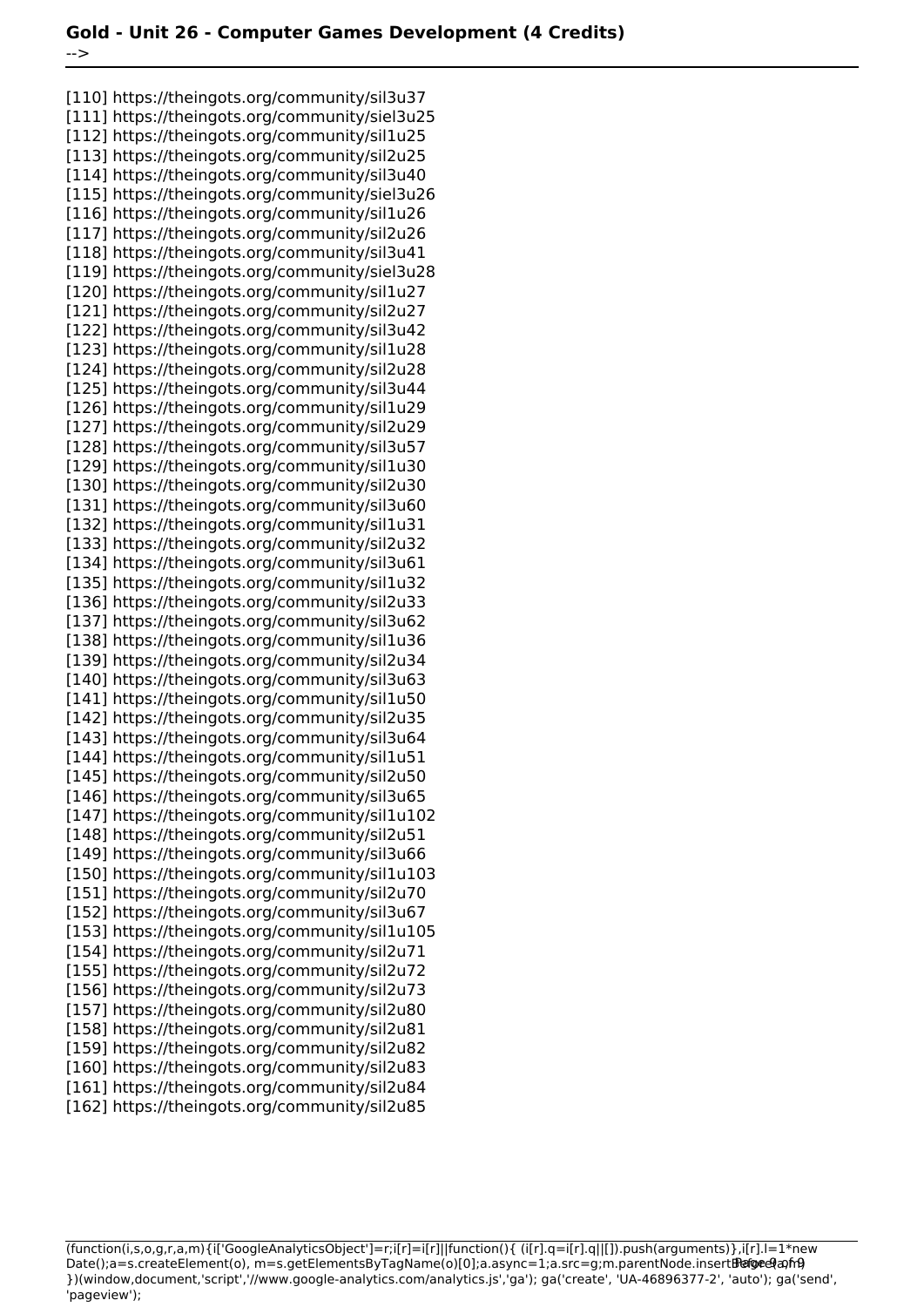[110] https://theingots.org/community/sil3u37
[111] https://theingots.org/community/siel3u25
[112] https://theingots.org/community/sil1u25
[113] https://theingots.org/community/sil2u25
[114] https://theingots.org/community/sil3u40
[115] https://theingots.org/community/siel3u26
[116] https://theingots.org/community/sil1u26
[117] https://theingots.org/community/sil2u26
[118] https://theingots.org/community/sil3u41
[119] https://theingots.org/community/siel3u28
[120] https://theingots.org/community/sil1u27
[121] https://theingots.org/community/sil2u27
[122] https://theingots.org/community/sil3u42
[123] https://theingots.org/community/sil1u28
[124] https://theingots.org/community/sil2u28
[125] https://theingots.org/community/sil3u44
[126] https://theingots.org/community/sil1u29
[127] https://theingots.org/community/sil2u29
[128] https://theingots.org/community/sil3u57
[129] https://theingots.org/community/sil1u30
[130] https://theingots.org/community/sil2u30
[131] https://theingots.org/community/sil3u60
[132] https://theingots.org/community/sil1u31
[133] https://theingots.org/community/sil2u32
[134] https://theingots.org/community/sil3u61
[135] https://theingots.org/community/sil1u32
[136] https://theingots.org/community/sil2u33
[137] https://theingots.org/community/sil3u62
[138] https://theingots.org/community/sil1u36
[139] https://theingots.org/community/sil2u34
[140] https://theingots.org/community/sil3u63
[141] https://theingots.org/community/sil1u50
[142] https://theingots.org/community/sil2u35
[143] https://theingots.org/community/sil3u64
[144] https://theingots.org/community/sil1u51
[145] https://theingots.org/community/sil2u50
[146] https://theingots.org/community/sil3u65
[147] https://theingots.org/community/sil1u102
[148] https://theingots.org/community/sil2u51
[149] https://theingots.org/community/sil3u66
[150] https://theingots.org/community/sil1u103
[151] https://theingots.org/community/sil2u70
[152] https://theingots.org/community/sil3u67
[153] https://theingots.org/community/sil1u105
[154] https://theingots.org/community/sil2u71
[155] https://theingots.org/community/sil2u72
[156] https://theingots.org/community/sil2u73
[157] https://theingots.org/community/sil2u80
[158] https://theingots.org/community/sil2u81
[159] https://theingots.org/community/sil2u82
[160] https://theingots.org/community/sil2u83
[161] https://theingots.org/community/sil2u84
[162] https://theingots.org/community/sil2u85